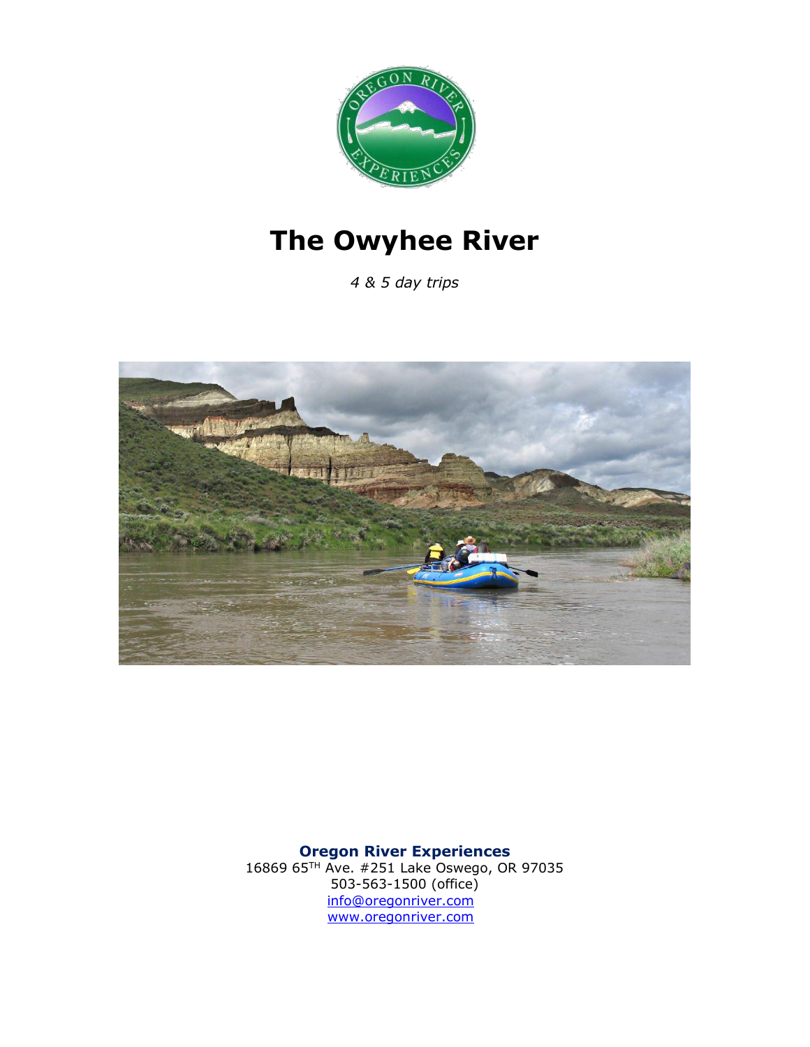# The Owyhee River

*4 & 5 day trips*

**Oregon River Experiences**
16869 65TH Ave. #251 Lake Oswego, OR 97035
503-563-1500 (office)
info@oregonriver.com
www.oregonriver.com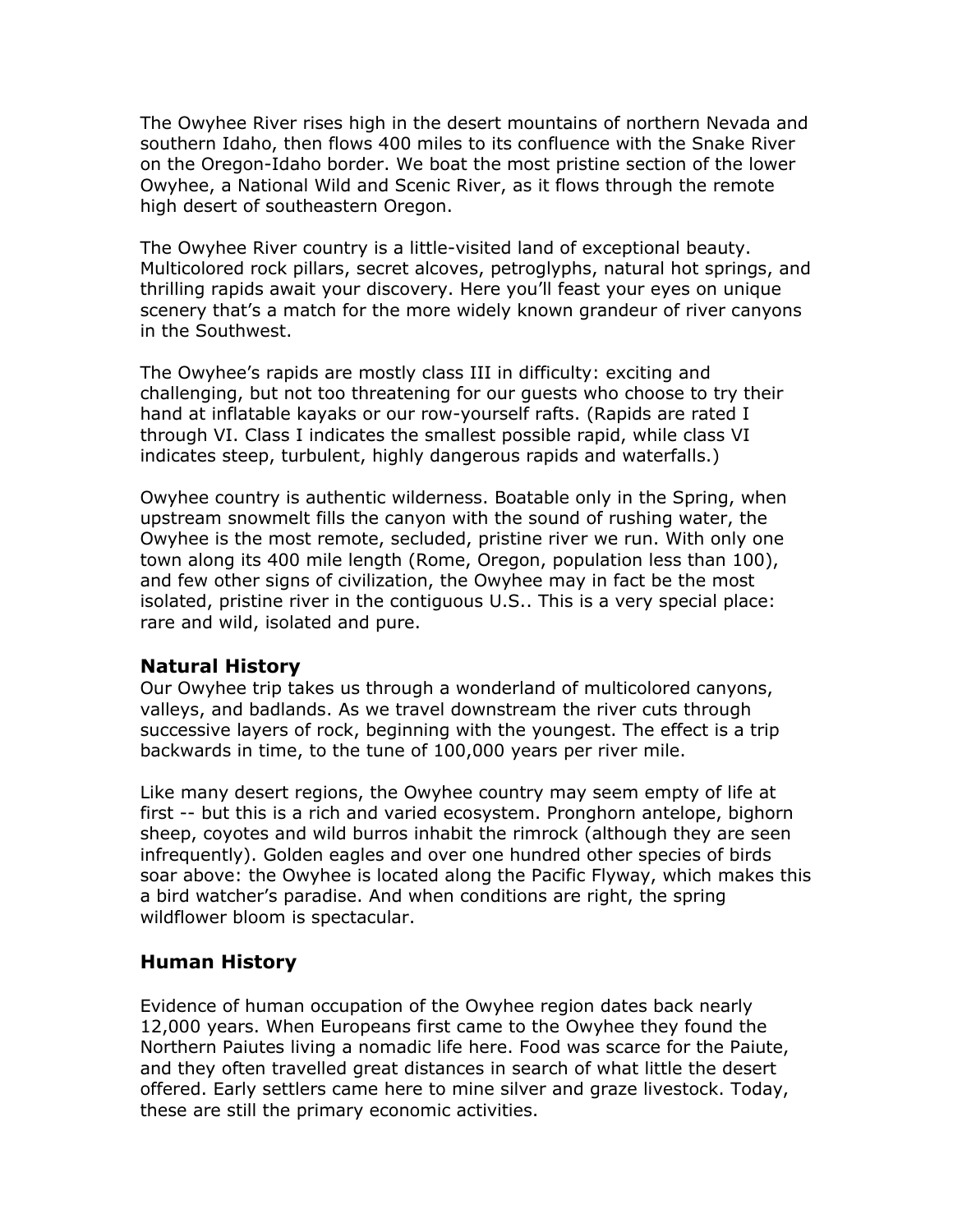The Owyhee River rises high in the desert mountains of northern Nevada and southern Idaho, then flows 400 miles to its confluence with the Snake River on the Oregon-Idaho border. We boat the most pristine section of the lower Owyhee, a National Wild and Scenic River, as it flows through the remote high desert of southeastern Oregon.

The Owyhee River country is a little-visited land of exceptional beauty. Multicolored rock pillars, secret alcoves, petroglyphs, natural hot springs, and thrilling rapids await your discovery. Here you'll feast your eyes on unique scenery that's a match for the more widely known grandeur of river canyons in the Southwest.

The Owyhee's rapids are mostly class III in difficulty: exciting and challenging, but not too threatening for our guests who choose to try their hand at inflatable kayaks or our row-yourself rafts. (Rapids are rated I through VI. Class I indicates the smallest possible rapid, while class VI indicates steep, turbulent, highly dangerous rapids and waterfalls.)

Owyhee country is authentic wilderness. Boatable only in the Spring, when upstream snowmelt fills the canyon with the sound of rushing water, the Owyhee is the most remote, secluded, pristine river we run. With only one town along its 400 mile length (Rome, Oregon, population less than 100), and few other signs of civilization, the Owyhee may in fact be the most isolated, pristine river in the contiguous U.S.. This is a very special place: rare and wild, isolated and pure.

## Natural History

Our Owyhee trip takes us through a wonderland of multicolored canyons, valleys, and badlands. As we travel downstream the river cuts through successive layers of rock, beginning with the youngest. The effect is a trip backwards in time, to the tune of 100,000 years per river mile.

Like many desert regions, the Owyhee country may seem empty of life at first -- but this is a rich and varied ecosystem. Pronghorn antelope, bighorn sheep, coyotes and wild burros inhabit the rimrock (although they are seen infrequently). Golden eagles and over one hundred other species of birds soar above: the Owyhee is located along the Pacific Flyway, which makes this a bird watcher's paradise. And when conditions are right, the spring wildflower bloom is spectacular.

## Human History

Evidence of human occupation of the Owyhee region dates back nearly 12,000 years. When Europeans first came to the Owyhee they found the Northern Paiutes living a nomadic life here. Food was scarce for the Paiute, and they often travelled great distances in search of what little the desert offered. Early settlers came here to mine silver and graze livestock. Today, these are still the primary economic activities.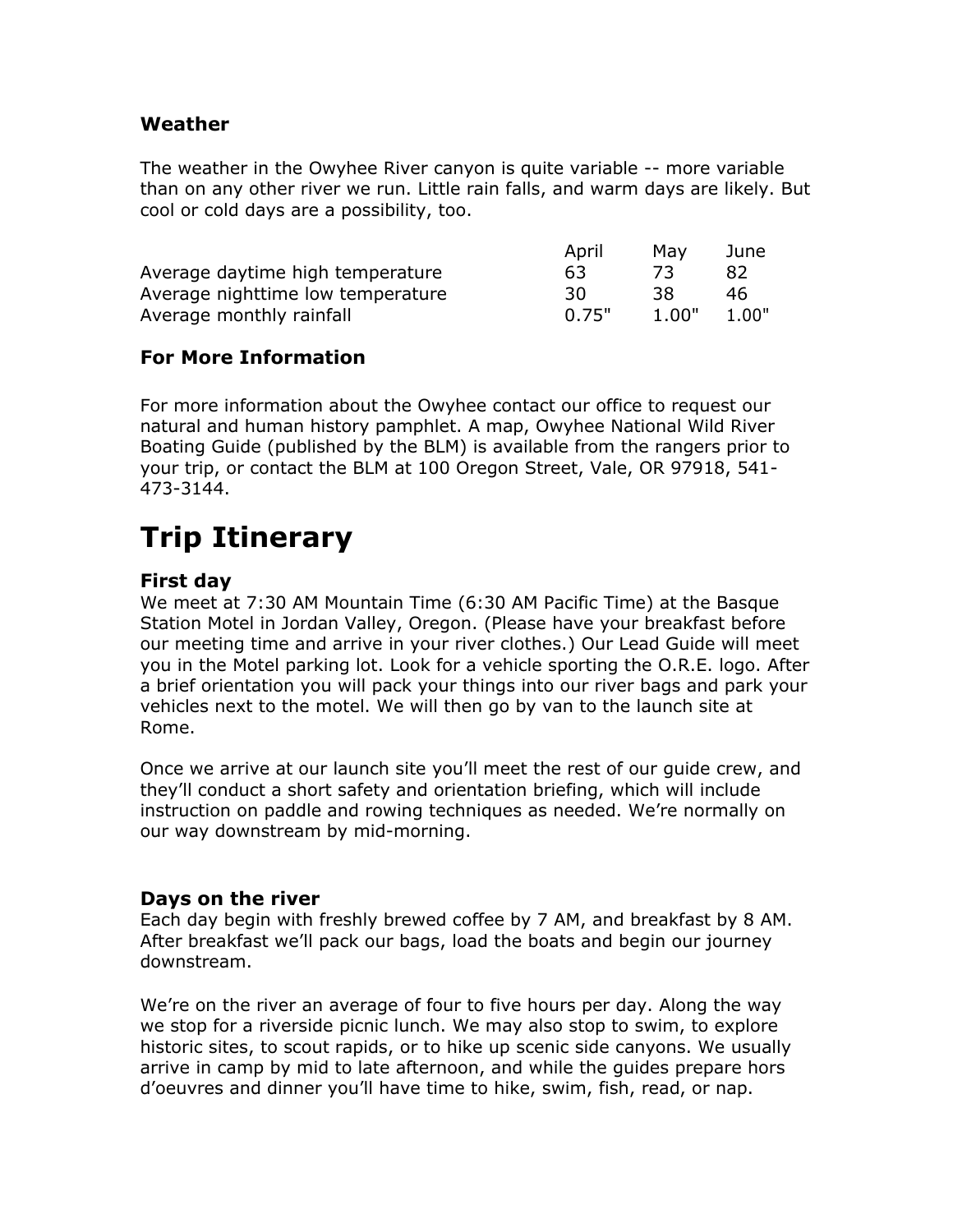### Weather

The weather in the Owyhee River canyon is quite variable -- more variable than on any other river we run. Little rain falls, and warm days are likely. But cool or cold days are a possibility, too.

| | April | May | June |
|---|---|---|---|
| Average daytime high temperature | 63 | 73 | 82 |
| Average nighttime low temperature | 30 | 38 | 46 |
| Average monthly rainfall | 0.75" | 1.00" | 1.00" |

### For More Information

For more information about the Owyhee contact our office to request our natural and human history pamphlet. A map, Owyhee National Wild River Boating Guide (published by the BLM) is available from the rangers prior to your trip, or contact the BLM at 100 Oregon Street, Vale, OR 97918, 541-473-3144.

# Trip Itinerary

### First day

We meet at 7:30 AM Mountain Time (6:30 AM Pacific Time) at the Basque Station Motel in Jordan Valley, Oregon. (Please have your breakfast before our meeting time and arrive in your river clothes.) Our Lead Guide will meet you in the Motel parking lot. Look for a vehicle sporting the O.R.E. logo. After a brief orientation you will pack your things into our river bags and park your vehicles next to the motel. We will then go by van to the launch site at Rome.

Once we arrive at our launch site you'll meet the rest of our guide crew, and they'll conduct a short safety and orientation briefing, which will include instruction on paddle and rowing techniques as needed. We're normally on our way downstream by mid-morning.

### Days on the river

Each day begin with freshly brewed coffee by 7 AM, and breakfast by 8 AM. After breakfast we'll pack our bags, load the boats and begin our journey downstream.

We're on the river an average of four to five hours per day. Along the way we stop for a riverside picnic lunch. We may also stop to swim, to explore historic sites, to scout rapids, or to hike up scenic side canyons. We usually arrive in camp by mid to late afternoon, and while the guides prepare hors d'oeuvres and dinner you'll have time to hike, swim, fish, read, or nap.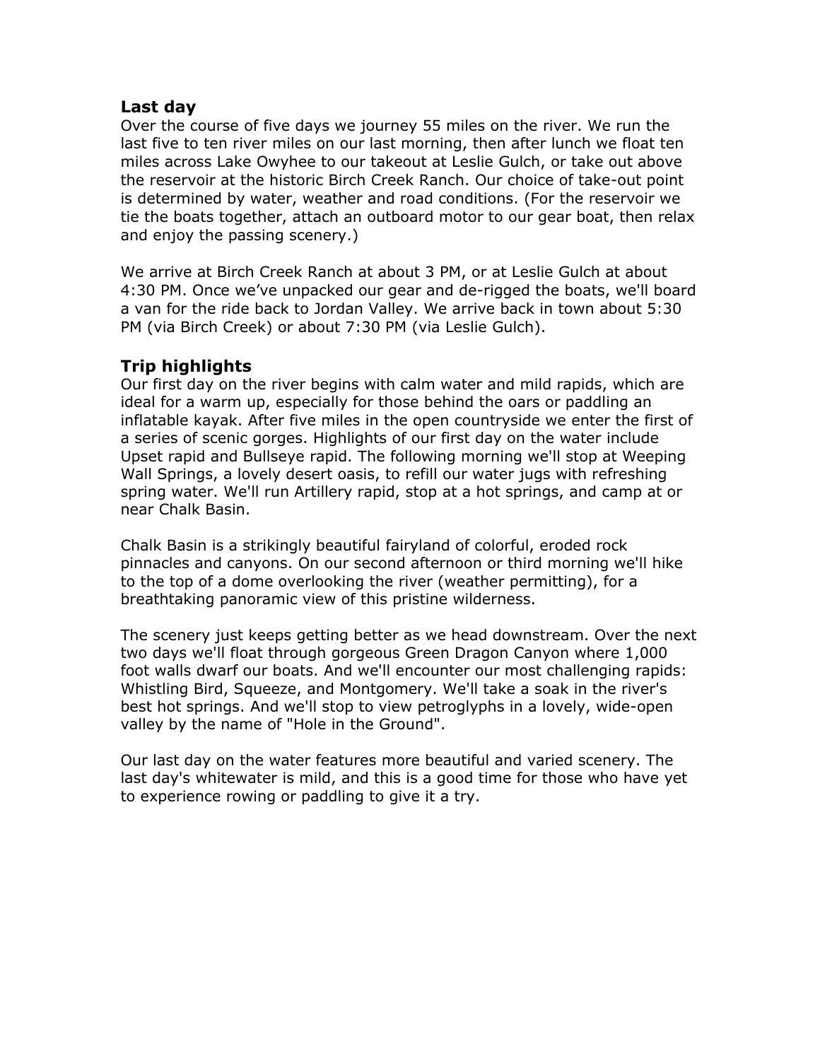## Last day

Over the course of five days we journey 55 miles on the river. We run the last five to ten river miles on our last morning, then after lunch we float ten miles across Lake Owyhee to our takeout at Leslie Gulch, or take out above the reservoir at the historic Birch Creek Ranch. Our choice of take-out point is determined by water, weather and road conditions. (For the reservoir we tie the boats together, attach an outboard motor to our gear boat, then relax and enjoy the passing scenery.)

We arrive at Birch Creek Ranch at about 3 PM, or at Leslie Gulch at about 4:30 PM. Once we've unpacked our gear and de-rigged the boats, we'll board a van for the ride back to Jordan Valley. We arrive back in town about 5:30 PM (via Birch Creek) or about 7:30 PM (via Leslie Gulch).

## Trip highlights

Our first day on the river begins with calm water and mild rapids, which are ideal for a warm up, especially for those behind the oars or paddling an inflatable kayak. After five miles in the open countryside we enter the first of a series of scenic gorges. Highlights of our first day on the water include Upset rapid and Bullseye rapid. The following morning we'll stop at Weeping Wall Springs, a lovely desert oasis, to refill our water jugs with refreshing spring water. We'll run Artillery rapid, stop at a hot springs, and camp at or near Chalk Basin.

Chalk Basin is a strikingly beautiful fairyland of colorful, eroded rock pinnacles and canyons. On our second afternoon or third morning we'll hike to the top of a dome overlooking the river (weather permitting), for a breathtaking panoramic view of this pristine wilderness.

The scenery just keeps getting better as we head downstream. Over the next two days we'll float through gorgeous Green Dragon Canyon where 1,000 foot walls dwarf our boats. And we'll encounter our most challenging rapids: Whistling Bird, Squeeze, and Montgomery. We'll take a soak in the river's best hot springs. And we'll stop to view petroglyphs in a lovely, wide-open valley by the name of "Hole in the Ground".

Our last day on the water features more beautiful and varied scenery. The last day's whitewater is mild, and this is a good time for those who have yet to experience rowing or paddling to give it a try.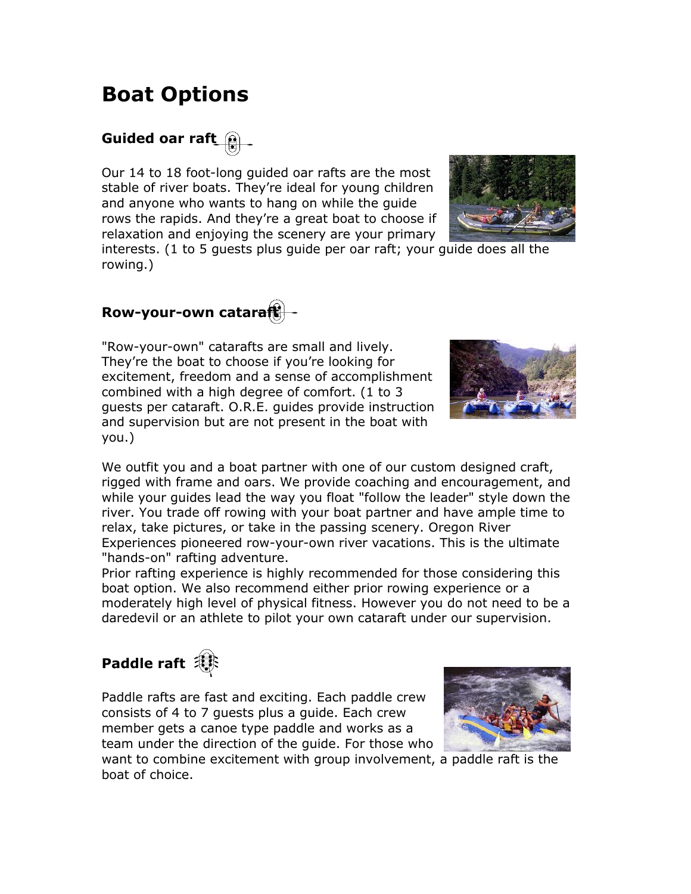# Boat Options

## Guided oar raft

Our 14 to 18 foot-long guided oar rafts are the most stable of river boats. They're ideal for young children and anyone who wants to hang on while the guide rows the rapids. And they're a great boat to choose if relaxation and enjoying the scenery are your primary interests. (1 to 5 guests plus guide per oar raft; your guide does all the rowing.)

## Row-your-own cataraft

"Row-your-own" catarafts are small and lively. They're the boat to choose if you're looking for excitement, freedom and a sense of accomplishment combined with a high degree of comfort. (1 to 3 guests per cataraft. O.R.E. guides provide instruction and supervision but are not present in the boat with you.)

We outfit you and a boat partner with one of our custom designed craft, rigged with frame and oars. We provide coaching and encouragement, and while your guides lead the way you float "follow the leader" style down the river. You trade off rowing with your boat partner and have ample time to relax, take pictures, or take in the passing scenery. Oregon River Experiences pioneered row-your-own river vacations. This is the ultimate "hands-on" rafting adventure.

Prior rafting experience is highly recommended for those considering this boat option. We also recommend either prior rowing experience or a moderately high level of physical fitness. However you do not need to be a daredevil or an athlete to pilot your own cataraft under our supervision.

## Paddle raft

Paddle rafts are fast and exciting. Each paddle crew consists of 4 to 7 guests plus a guide. Each crew member gets a canoe type paddle and works as a team under the direction of the guide. For those who want to combine excitement with group involvement, a paddle raft is the boat of choice.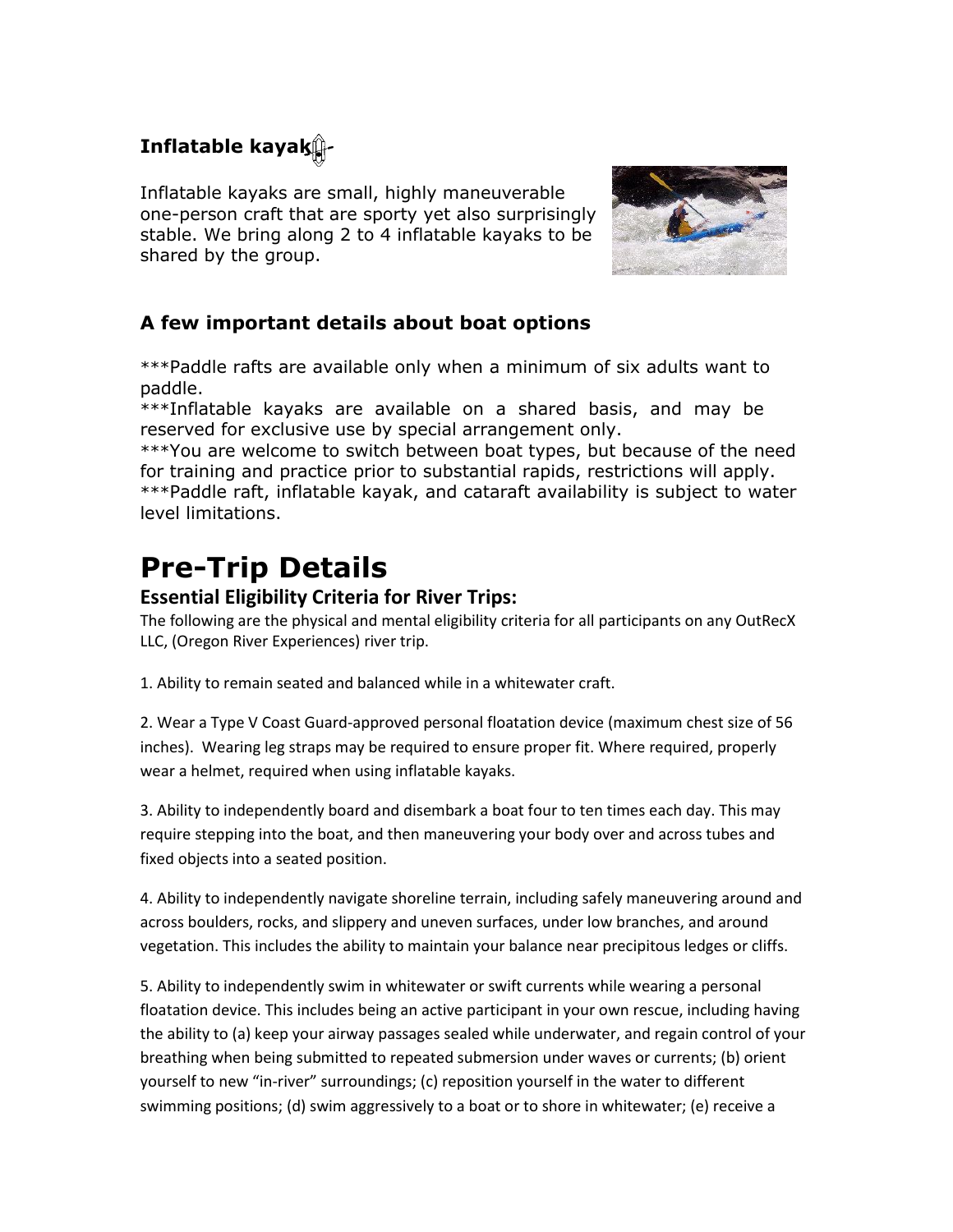### Inflatable kayak

Inflatable kayaks are small, highly maneuverable one-person craft that are sporty yet also surprisingly stable. We bring along 2 to 4 inflatable kayaks to be shared by the group.

### A few important details about boat options

***Paddle rafts are available only when a minimum of six adults want to paddle.
***Inflatable kayaks are available on a shared basis, and may be reserved for exclusive use by special arrangement only.
***You are welcome to switch between boat types, but because of the need for training and practice prior to substantial rapids, restrictions will apply.
***Paddle raft, inflatable kayak, and cataraft availability is subject to water level limitations.

# Pre-Trip Details

## Essential Eligibility Criteria for River Trips:

The following are the physical and mental eligibility criteria for all participants on any OutRecX LLC, (Oregon River Experiences) river trip.

1. Ability to remain seated and balanced while in a whitewater craft.

2. Wear a Type V Coast Guard-approved personal floatation device (maximum chest size of 56 inches). Wearing leg straps may be required to ensure proper fit. Where required, properly wear a helmet, required when using inflatable kayaks.

3. Ability to independently board and disembark a boat four to ten times each day. This may require stepping into the boat, and then maneuvering your body over and across tubes and fixed objects into a seated position.

4. Ability to independently navigate shoreline terrain, including safely maneuvering around and across boulders, rocks, and slippery and uneven surfaces, under low branches, and around vegetation. This includes the ability to maintain your balance near precipitous ledges or cliffs.

5. Ability to independently swim in whitewater or swift currents while wearing a personal floatation device. This includes being an active participant in your own rescue, including having the ability to (a) keep your airway passages sealed while underwater, and regain control of your breathing when being submitted to repeated submersion under waves or currents; (b) orient yourself to new "in-river" surroundings; (c) reposition yourself in the water to different swimming positions; (d) swim aggressively to a boat or to shore in whitewater; (e) receive a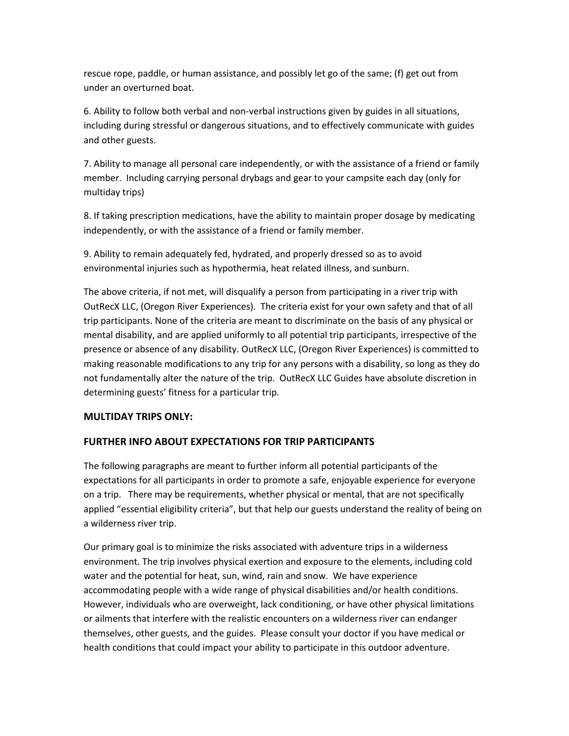rescue rope, paddle, or human assistance, and possibly let go of the same; (f) get out from under an overturned boat.

6. Ability to follow both verbal and non-verbal instructions given by guides in all situations, including during stressful or dangerous situations, and to effectively communicate with guides and other guests.

7. Ability to manage all personal care independently, or with the assistance of a friend or family member. Including carrying personal drybags and gear to your campsite each day (only for multiday trips)

8. If taking prescription medications, have the ability to maintain proper dosage by medicating independently, or with the assistance of a friend or family member.

9. Ability to remain adequately fed, hydrated, and properly dressed so as to avoid environmental injuries such as hypothermia, heat related illness, and sunburn.

The above criteria, if not met, will disqualify a person from participating in a river trip with OutRecX LLC, (Oregon River Experiences). The criteria exist for your own safety and that of all trip participants. None of the criteria are meant to discriminate on the basis of any physical or mental disability, and are applied uniformly to all potential trip participants, irrespective of the presence or absence of any disability. OutRecX LLC, (Oregon River Experiences) is committed to making reasonable modifications to any trip for any persons with a disability, so long as they do not fundamentally alter the nature of the trip. OutRecX LLC Guides have absolute discretion in determining guests' fitness for a particular trip.

**MULTIDAY TRIPS ONLY:**

**FURTHER INFO ABOUT EXPECTATIONS FOR TRIP PARTICIPANTS**

The following paragraphs are meant to further inform all potential participants of the expectations for all participants in order to promote a safe, enjoyable experience for everyone on a trip. There may be requirements, whether physical or mental, that are not specifically applied "essential eligibility criteria", but that help our guests understand the reality of being on a wilderness river trip.

Our primary goal is to minimize the risks associated with adventure trips in a wilderness environment. The trip involves physical exertion and exposure to the elements, including cold water and the potential for heat, sun, wind, rain and snow. We have experience accommodating people with a wide range of physical disabilities and/or health conditions. However, individuals who are overweight, lack conditioning, or have other physical limitations or ailments that interfere with the realistic encounters on a wilderness river can endanger themselves, other guests, and the guides. Please consult your doctor if you have medical or health conditions that could impact your ability to participate in this outdoor adventure.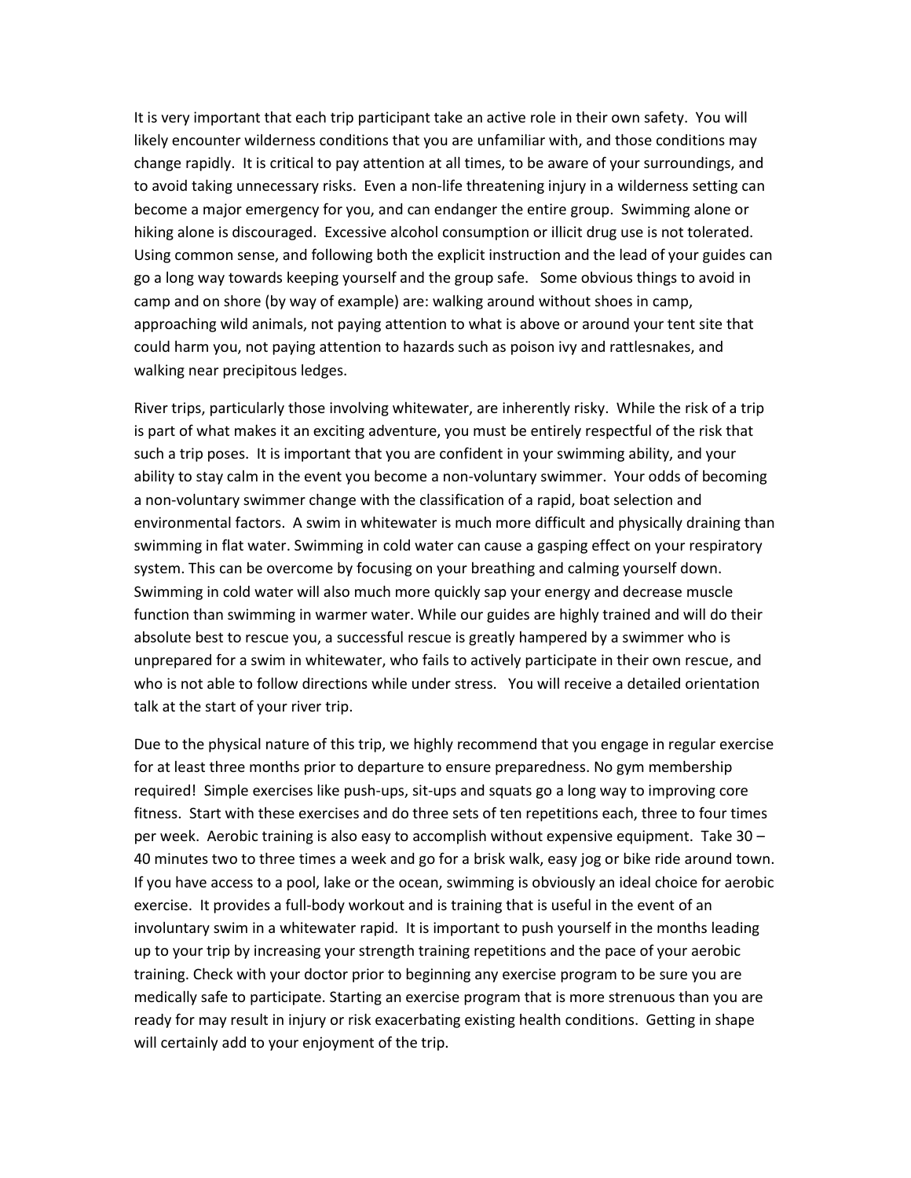It is very important that each trip participant take an active role in their own safety. You will likely encounter wilderness conditions that you are unfamiliar with, and those conditions may change rapidly. It is critical to pay attention at all times, to be aware of your surroundings, and to avoid taking unnecessary risks. Even a non-life threatening injury in a wilderness setting can become a major emergency for you, and can endanger the entire group. Swimming alone or hiking alone is discouraged. Excessive alcohol consumption or illicit drug use is not tolerated. Using common sense, and following both the explicit instruction and the lead of your guides can go a long way towards keeping yourself and the group safe. Some obvious things to avoid in camp and on shore (by way of example) are: walking around without shoes in camp, approaching wild animals, not paying attention to what is above or around your tent site that could harm you, not paying attention to hazards such as poison ivy and rattlesnakes, and walking near precipitous ledges.

River trips, particularly those involving whitewater, are inherently risky. While the risk of a trip is part of what makes it an exciting adventure, you must be entirely respectful of the risk that such a trip poses. It is important that you are confident in your swimming ability, and your ability to stay calm in the event you become a non-voluntary swimmer. Your odds of becoming a non-voluntary swimmer change with the classification of a rapid, boat selection and environmental factors. A swim in whitewater is much more difficult and physically draining than swimming in flat water. Swimming in cold water can cause a gasping effect on your respiratory system. This can be overcome by focusing on your breathing and calming yourself down. Swimming in cold water will also much more quickly sap your energy and decrease muscle function than swimming in warmer water. While our guides are highly trained and will do their absolute best to rescue you, a successful rescue is greatly hampered by a swimmer who is unprepared for a swim in whitewater, who fails to actively participate in their own rescue, and who is not able to follow directions while under stress. You will receive a detailed orientation talk at the start of your river trip.

Due to the physical nature of this trip, we highly recommend that you engage in regular exercise for at least three months prior to departure to ensure preparedness. No gym membership required! Simple exercises like push-ups, sit-ups and squats go a long way to improving core fitness. Start with these exercises and do three sets of ten repetitions each, three to four times per week. Aerobic training is also easy to accomplish without expensive equipment. Take 30 – 40 minutes two to three times a week and go for a brisk walk, easy jog or bike ride around town. If you have access to a pool, lake or the ocean, swimming is obviously an ideal choice for aerobic exercise. It provides a full-body workout and is training that is useful in the event of an involuntary swim in a whitewater rapid. It is important to push yourself in the months leading up to your trip by increasing your strength training repetitions and the pace of your aerobic training. Check with your doctor prior to beginning any exercise program to be sure you are medically safe to participate. Starting an exercise program that is more strenuous than you are ready for may result in injury or risk exacerbating existing health conditions. Getting in shape will certainly add to your enjoyment of the trip.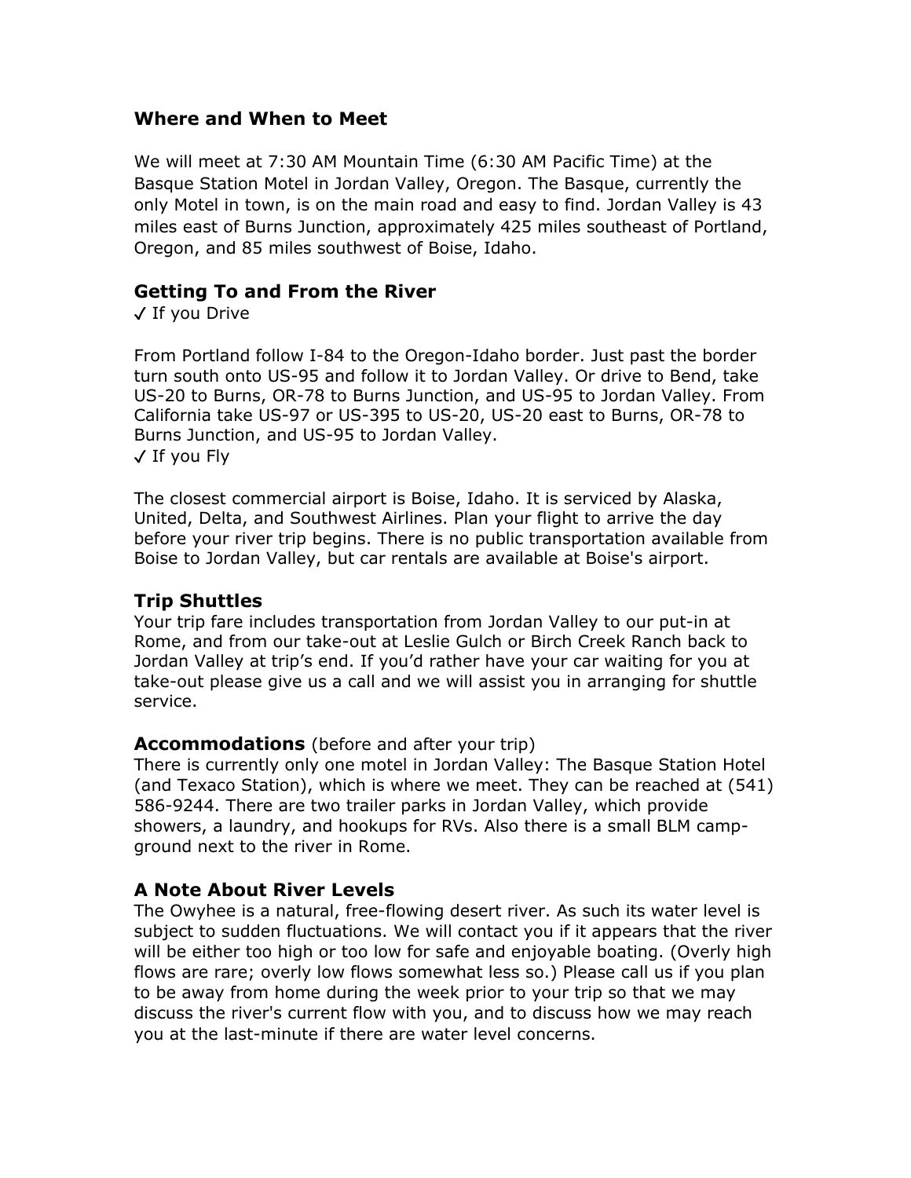### Where and When to Meet

We will meet at 7:30 AM Mountain Time (6:30 AM Pacific Time) at the Basque Station Motel in Jordan Valley, Oregon. The Basque, currently the only Motel in town, is on the main road and easy to find. Jordan Valley is 43 miles east of Burns Junction, approximately 425 miles southeast of Portland, Oregon, and 85 miles southwest of Boise, Idaho.

## Getting To and From the River

✓ If you Drive

From Portland follow I-84 to the Oregon-Idaho border. Just past the border turn south onto US-95 and follow it to Jordan Valley. Or drive to Bend, take US-20 to Burns, OR-78 to Burns Junction, and US-95 to Jordan Valley. From California take US-97 or US-395 to US-20, US-20 east to Burns, OR-78 to Burns Junction, and US-95 to Jordan Valley.

✓ If you Fly

The closest commercial airport is Boise, Idaho. It is serviced by Alaska, United, Delta, and Southwest Airlines. Plan your flight to arrive the day before your river trip begins. There is no public transportation available from Boise to Jordan Valley, but car rentals are available at Boise's airport.

## Trip Shuttles

Your trip fare includes transportation from Jordan Valley to our put-in at Rome, and from our take-out at Leslie Gulch or Birch Creek Ranch back to Jordan Valley at trip's end. If you'd rather have your car waiting for you at take-out please give us a call and we will assist you in arranging for shuttle service.

## Accommodations (before and after your trip)

There is currently only one motel in Jordan Valley: The Basque Station Hotel (and Texaco Station), which is where we meet. They can be reached at (541) 586-9244. There are two trailer parks in Jordan Valley, which provide showers, a laundry, and hookups for RVs. Also there is a small BLM camp-ground next to the river in Rome.

## A Note About River Levels

The Owyhee is a natural, free-flowing desert river. As such its water level is subject to sudden fluctuations. We will contact you if it appears that the river will be either too high or too low for safe and enjoyable boating. (Overly high flows are rare; overly low flows somewhat less so.) Please call us if you plan to be away from home during the week prior to your trip so that we may discuss the river's current flow with you, and to discuss how we may reach you at the last-minute if there are water level concerns.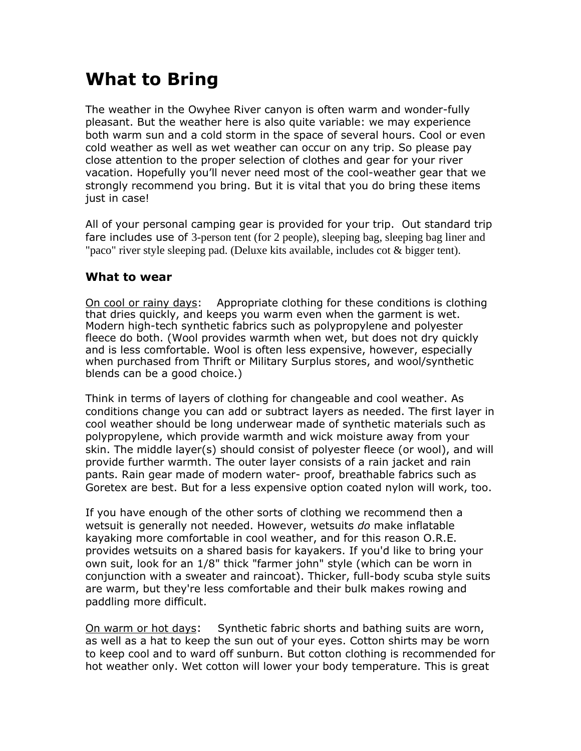# What to Bring

The weather in the Owyhee River canyon is often warm and wonder-fully pleasant. But the weather here is also quite variable: we may experience both warm sun and a cold storm in the space of several hours. Cool or even cold weather as well as wet weather can occur on any trip. So please pay close attention to the proper selection of clothes and gear for your river vacation. Hopefully you'll never need most of the cool-weather gear that we strongly recommend you bring. But it is vital that you do bring these items just in case!

All of your personal camping gear is provided for your trip. Out standard trip fare includes use of 3-person tent (for 2 people), sleeping bag, sleeping bag liner and "paco" river style sleeping pad. (Deluxe kits available, includes cot & bigger tent).

### What to wear

On cool or rainy days: Appropriate clothing for these conditions is clothing that dries quickly, and keeps you warm even when the garment is wet. Modern high-tech synthetic fabrics such as polypropylene and polyester fleece do both. (Wool provides warmth when wet, but does not dry quickly and is less comfortable. Wool is often less expensive, however, especially when purchased from Thrift or Military Surplus stores, and wool/synthetic blends can be a good choice.)

Think in terms of layers of clothing for changeable and cool weather. As conditions change you can add or subtract layers as needed. The first layer in cool weather should be long underwear made of synthetic materials such as polypropylene, which provide warmth and wick moisture away from your skin. The middle layer(s) should consist of polyester fleece (or wool), and will provide further warmth. The outer layer consists of a rain jacket and rain pants. Rain gear made of modern water- proof, breathable fabrics such as Goretex are best. But for a less expensive option coated nylon will work, too.

If you have enough of the other sorts of clothing we recommend then a wetsuit is generally not needed. However, wetsuits *do* make inflatable kayaking more comfortable in cool weather, and for this reason O.R.E. provides wetsuits on a shared basis for kayakers. If you'd like to bring your own suit, look for an 1/8" thick "farmer john" style (which can be worn in conjunction with a sweater and raincoat). Thicker, full-body scuba style suits are warm, but they're less comfortable and their bulk makes rowing and paddling more difficult.

On warm or hot days: Synthetic fabric shorts and bathing suits are worn, as well as a hat to keep the sun out of your eyes. Cotton shirts may be worn to keep cool and to ward off sunburn. But cotton clothing is recommended for hot weather only. Wet cotton will lower your body temperature. This is great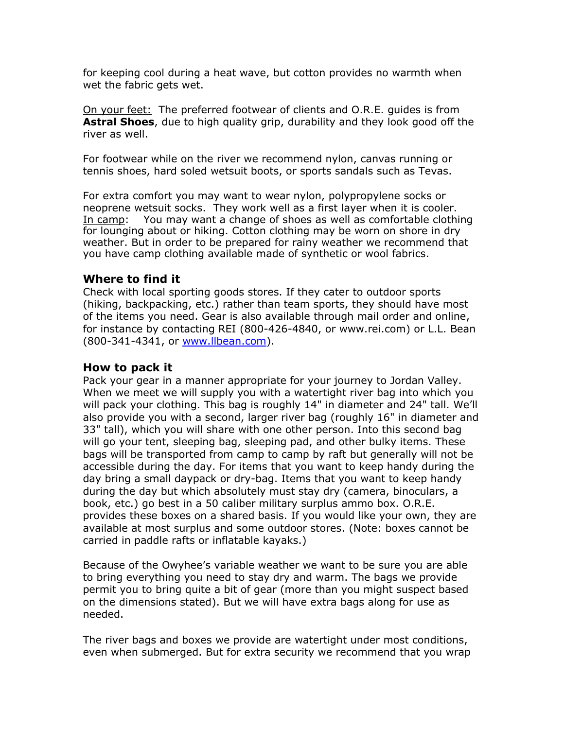for keeping cool during a heat wave, but cotton provides no warmth when wet the fabric gets wet.

On your feet: The preferred footwear of clients and O.R.E. guides is from **Astral Shoes**, due to high quality grip, durability and they look good off the river as well.

For footwear while on the river we recommend nylon, canvas running or tennis shoes, hard soled wetsuit boots, or sports sandals such as Tevas.

For extra comfort you may want to wear nylon, polypropylene socks or neoprene wetsuit socks. They work well as a first layer when it is cooler.
In camp: You may want a change of shoes as well as comfortable clothing for lounging about or hiking. Cotton clothing may be worn on shore in dry weather. But in order to be prepared for rainy weather we recommend that you have camp clothing available made of synthetic or wool fabrics.

### Where to find it

Check with local sporting goods stores. If they cater to outdoor sports (hiking, backpacking, etc.) rather than team sports, they should have most of the items you need. Gear is also available through mail order and online, for instance by contacting REI (800-426-4840, or www.rei.com) or L.L. Bean (800-341-4341, or www.llbean.com).

### How to pack it

Pack your gear in a manner appropriate for your journey to Jordan Valley. When we meet we will supply you with a watertight river bag into which you will pack your clothing. This bag is roughly 14" in diameter and 24" tall. We'll also provide you with a second, larger river bag (roughly 16" in diameter and 33" tall), which you will share with one other person. Into this second bag will go your tent, sleeping bag, sleeping pad, and other bulky items. These bags will be transported from camp to camp by raft but generally will not be accessible during the day. For items that you want to keep handy during the day bring a small daypack or dry-bag. Items that you want to keep handy during the day but which absolutely must stay dry (camera, binoculars, a book, etc.) go best in a 50 caliber military surplus ammo box. O.R.E. provides these boxes on a shared basis. If you would like your own, they are available at most surplus and some outdoor stores. (Note: boxes cannot be carried in paddle rafts or inflatable kayaks.)

Because of the Owyhee's variable weather we want to be sure you are able to bring everything you need to stay dry and warm. The bags we provide permit you to bring quite a bit of gear (more than you might suspect based on the dimensions stated). But we will have extra bags along for use as needed.

The river bags and boxes we provide are watertight under most conditions, even when submerged. But for extra security we recommend that you wrap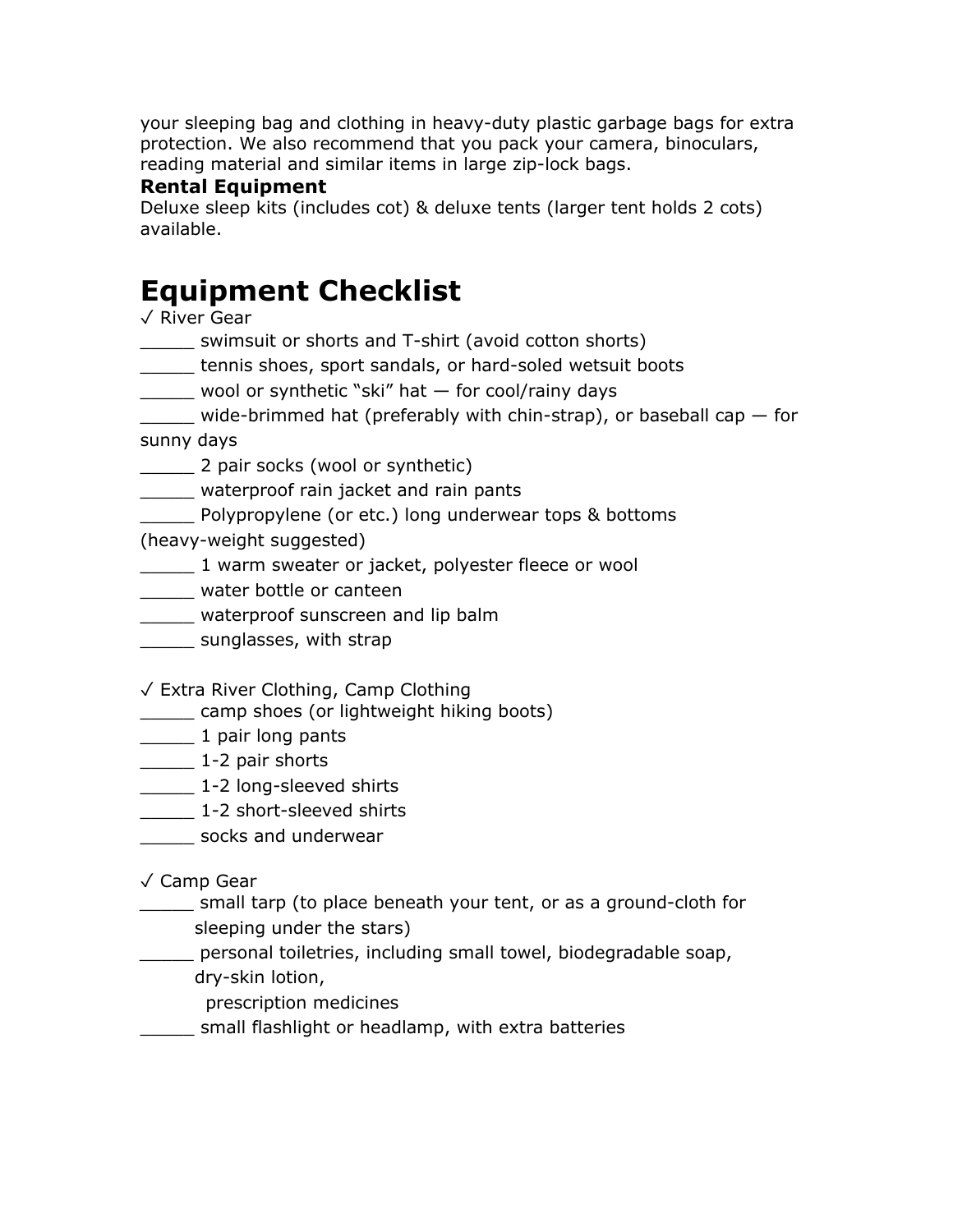your sleeping bag and clothing in heavy-duty plastic garbage bags for extra protection. We also recommend that you pack your camera, binoculars, reading material and similar items in large zip-lock bags.

**Rental Equipment**

Deluxe sleep kits (includes cot) & deluxe tents (larger tent holds 2 cots) available.

# Equipment Checklist

✓ River Gear

_____ swimsuit or shorts and T-shirt (avoid cotton shorts)
_____ tennis shoes, sport sandals, or hard-soled wetsuit boots
_____ wool or synthetic "ski" hat — for cool/rainy days
_____ wide-brimmed hat (preferably with chin-strap), or baseball cap — for sunny days
_____ 2 pair socks (wool or synthetic)
_____ waterproof rain jacket and rain pants
_____ Polypropylene (or etc.) long underwear tops & bottoms (heavy-weight suggested)
_____ 1 warm sweater or jacket, polyester fleece or wool
_____ water bottle or canteen
_____ waterproof sunscreen and lip balm
_____ sunglasses, with strap

✓ Extra River Clothing, Camp Clothing

_____ camp shoes (or lightweight hiking boots)
_____ 1 pair long pants
_____ 1-2 pair shorts
_____ 1-2 long-sleeved shirts
_____ 1-2 short-sleeved shirts
_____ socks and underwear

✓ Camp Gear

_____ small tarp (to place beneath your tent, or as a ground-cloth for sleeping under the stars)
_____ personal toiletries, including small towel, biodegradable soap, dry-skin lotion, prescription medicines
_____ small flashlight or headlamp, with extra batteries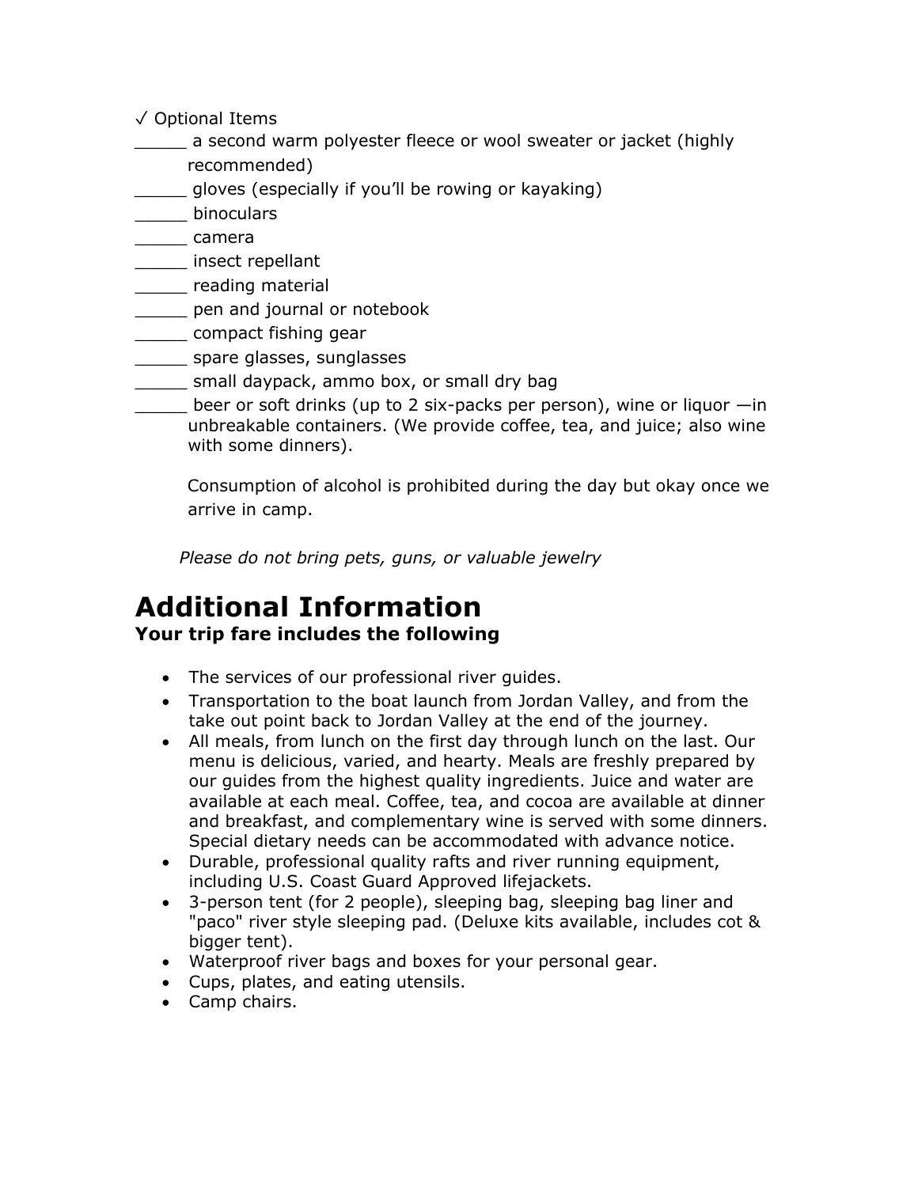✓ Optional Items

_____ a second warm polyester fleece or wool sweater or jacket (highly recommended)
_____ gloves (especially if you'll be rowing or kayaking)
_____ binoculars
_____ camera
_____ insect repellant
_____ reading material
_____ pen and journal or notebook
_____ compact fishing gear
_____ spare glasses, sunglasses
_____ small daypack, ammo box, or small dry bag
_____ beer or soft drinks (up to 2 six-packs per person), wine or liquor —in unbreakable containers. (We provide coffee, tea, and juice; also wine with some dinners).

Consumption of alcohol is prohibited during the day but okay once we arrive in camp.

*Please do not bring pets, guns, or valuable jewelry*

# Additional Information

**Your trip fare includes the following**

- The services of our professional river guides.
- Transportation to the boat launch from Jordan Valley, and from the take out point back to Jordan Valley at the end of the journey.
- All meals, from lunch on the first day through lunch on the last. Our menu is delicious, varied, and hearty. Meals are freshly prepared by our guides from the highest quality ingredients. Juice and water are available at each meal. Coffee, tea, and cocoa are available at dinner and breakfast, and complementary wine is served with some dinners. Special dietary needs can be accommodated with advance notice.
- Durable, professional quality rafts and river running equipment, including U.S. Coast Guard Approved lifejackets.
- 3-person tent (for 2 people), sleeping bag, sleeping bag liner and "paco" river style sleeping pad. (Deluxe kits available, includes cot & bigger tent).
- Waterproof river bags and boxes for your personal gear.
- Cups, plates, and eating utensils.
- Camp chairs.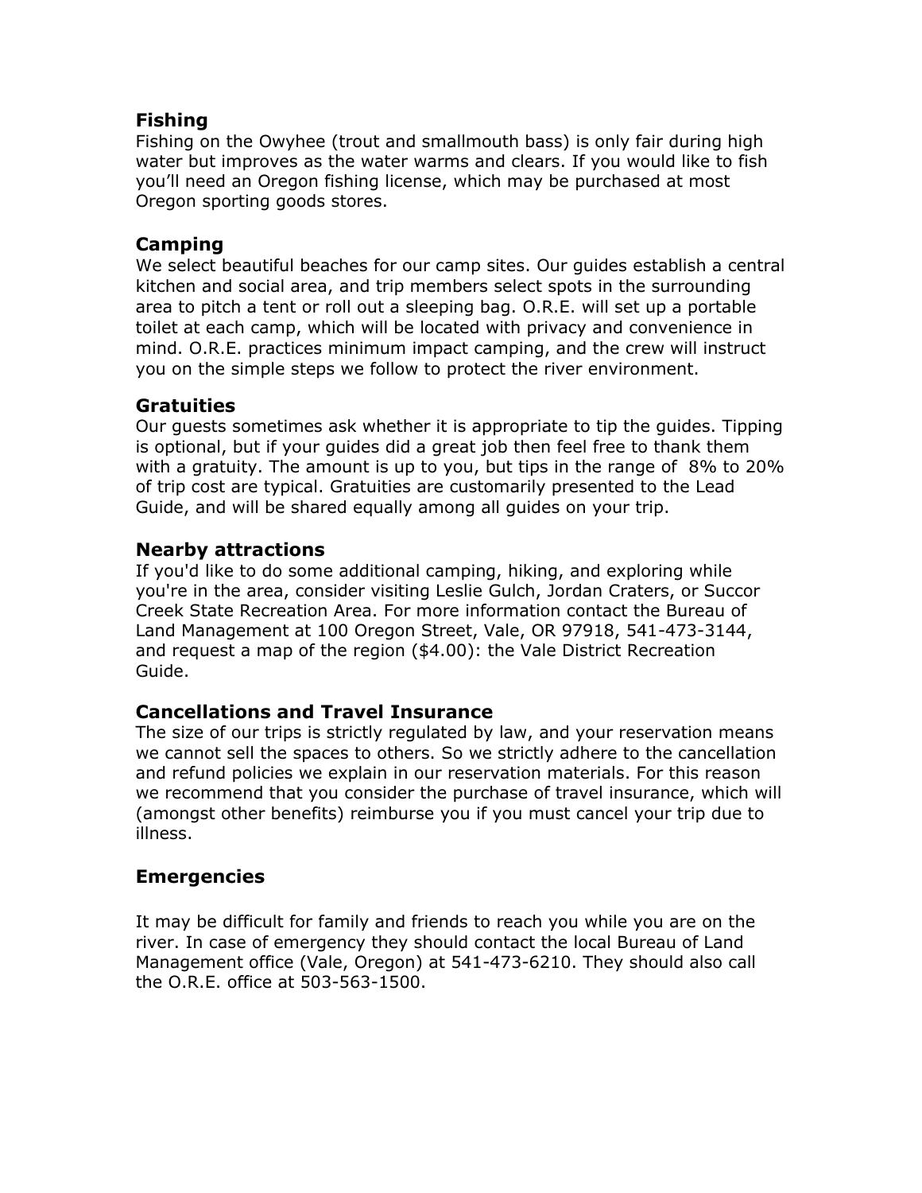## Fishing

Fishing on the Owyhee (trout and smallmouth bass) is only fair during high water but improves as the water warms and clears. If you would like to fish you'll need an Oregon fishing license, which may be purchased at most Oregon sporting goods stores.

## Camping

We select beautiful beaches for our camp sites. Our guides establish a central kitchen and social area, and trip members select spots in the surrounding area to pitch a tent or roll out a sleeping bag. O.R.E. will set up a portable toilet at each camp, which will be located with privacy and convenience in mind. O.R.E. practices minimum impact camping, and the crew will instruct you on the simple steps we follow to protect the river environment.

## Gratuities

Our guests sometimes ask whether it is appropriate to tip the guides. Tipping is optional, but if your guides did a great job then feel free to thank them with a gratuity. The amount is up to you, but tips in the range of 8% to 20% of trip cost are typical. Gratuities are customarily presented to the Lead Guide, and will be shared equally among all guides on your trip.

## Nearby attractions

If you'd like to do some additional camping, hiking, and exploring while you're in the area, consider visiting Leslie Gulch, Jordan Craters, or Succor Creek State Recreation Area. For more information contact the Bureau of Land Management at 100 Oregon Street, Vale, OR 97918, 541-473-3144, and request a map of the region ($4.00): the Vale District Recreation Guide.

## Cancellations and Travel Insurance

The size of our trips is strictly regulated by law, and your reservation means we cannot sell the spaces to others. So we strictly adhere to the cancellation and refund policies we explain in our reservation materials. For this reason we recommend that you consider the purchase of travel insurance, which will (amongst other benefits) reimburse you if you must cancel your trip due to illness.

## Emergencies

It may be difficult for family and friends to reach you while you are on the river. In case of emergency they should contact the local Bureau of Land Management office (Vale, Oregon) at 541-473-6210. They should also call the O.R.E. office at 503-563-1500.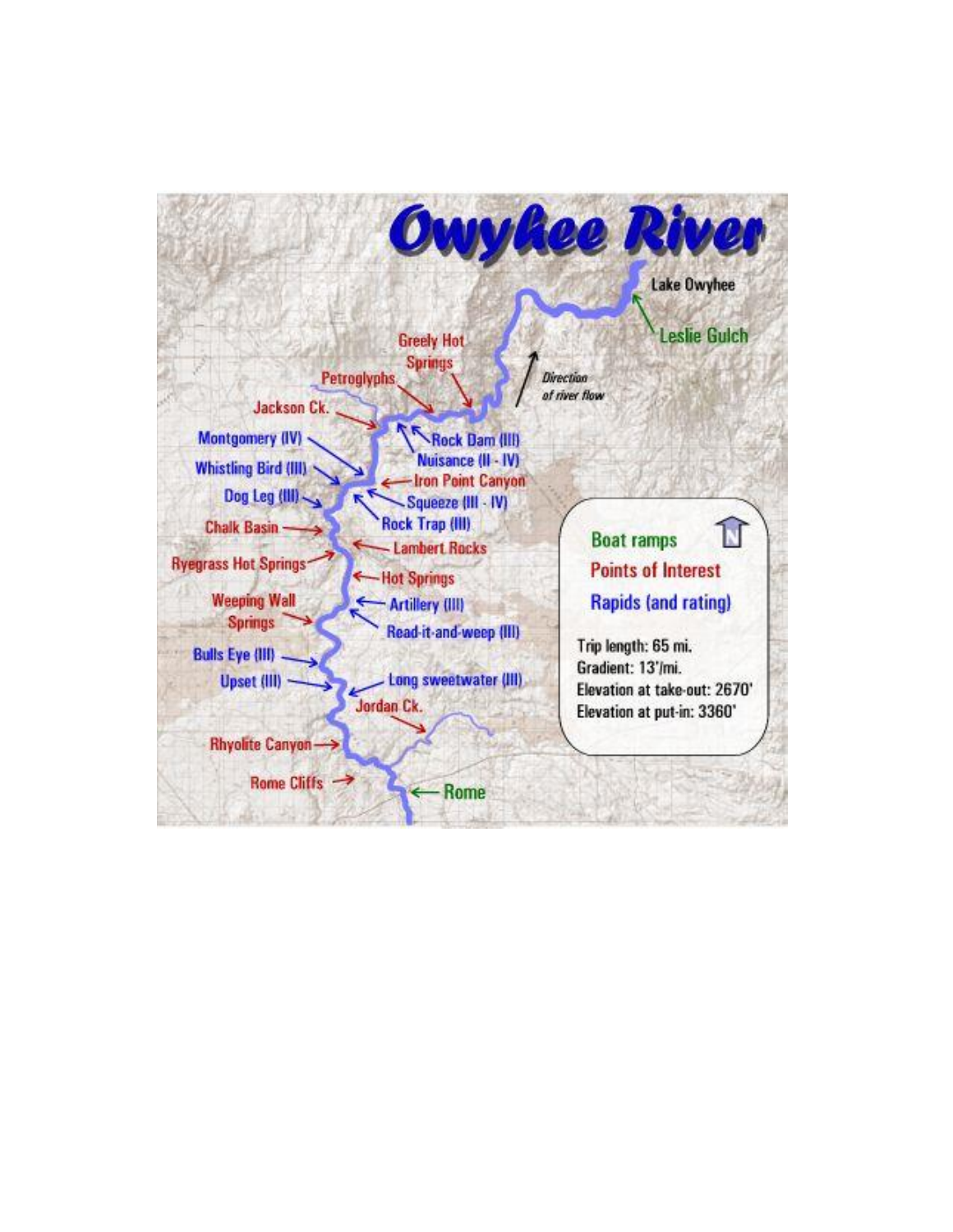Owyhee River

Lake Owyhee

Leslie Gulch

Greely Hot Springs

Petroglyphs

Direction of river flow

Jackson Ck.

Rock Dam (III)

Montgomery (IV)

Nuisance (II - IV)

Whistling Bird (III)

Iron Point Canyon

Dog Leg (III)

Squeeze (III - IV)

Rock Trap (III)

Chalk Basin

Lambert Rocks

Ryegrass Hot Springs

Hot Springs

Weeping Wall Springs

Artillery (III)

Read-it-and-weep (III)

Bulls Eye (III)

Upset (III)

Long sweetwater (III)

Jordan Ck.

Rhyolite Canyon

Rome Cliffs

Rome

N

Boat ramps

Points of Interest

Rapids (and rating)

Trip length: 65 mi.

Gradient: 13'/mi.

Elevation at take-out: 2670'

Elevation at put-in: 3360'